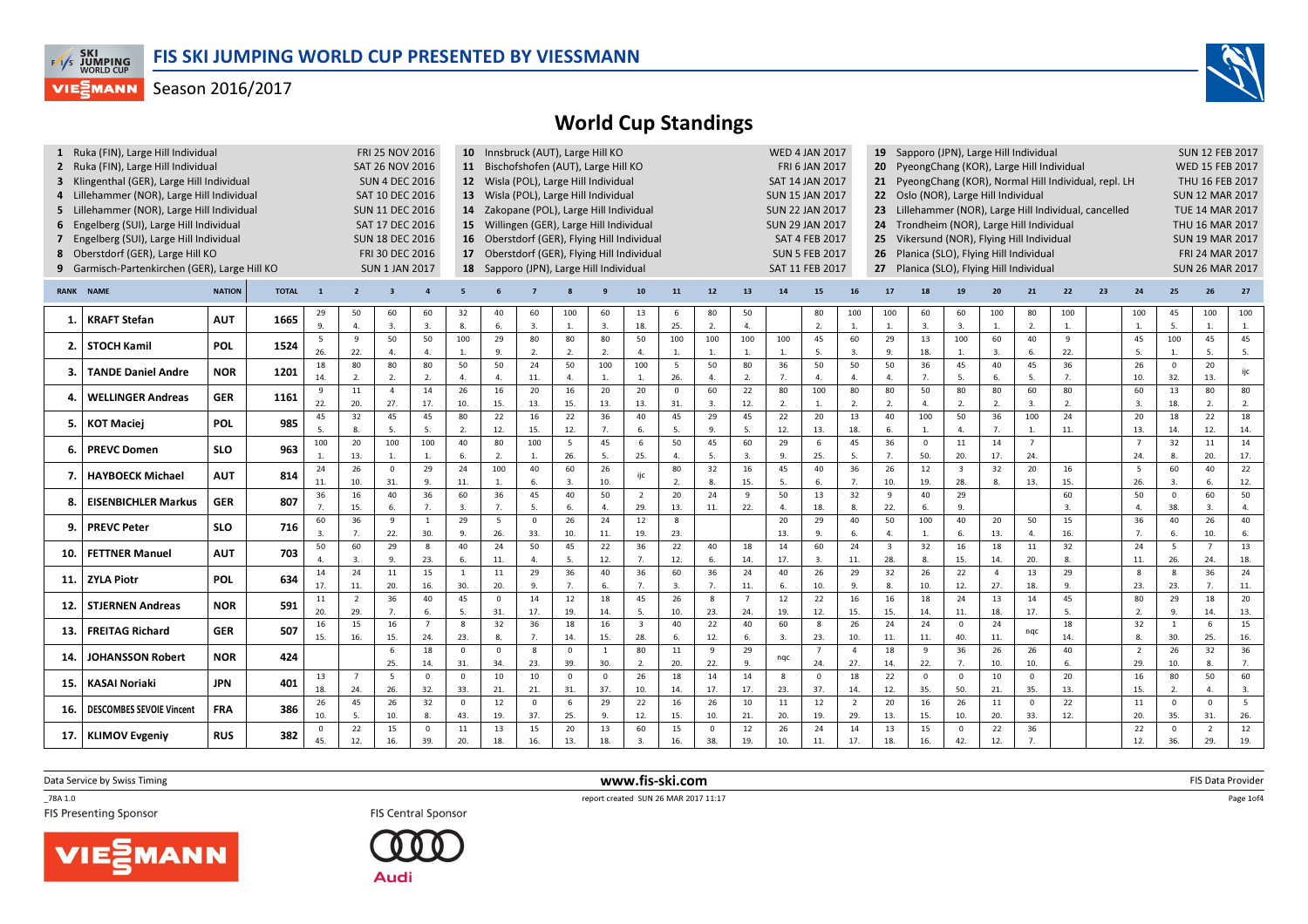# World Cup Standings

## FIS SKI JUMPING WORLD CUP PRESENTED BY VIESSMANN

Season 2016/2017

| No. | Competition | Date |
|---|---|---|
| 1 | Ruka (FIN), Large Hill Individual | FRI 25 NOV 2016 |
| 2 | Ruka (FIN), Large Hill Individual | SAT 26 NOV 2016 |
| 3 | Klingenthal (GER), Large Hill Individual | SUN 4 DEC 2016 |
| 4 | Lillehammer (NOR), Large Hill Individual | SAT 10 DEC 2016 |
| 5 | Lillehammer (NOR), Large Hill Individual | SUN 11 DEC 2016 |
| 6 | Engelberg (SUI), Large Hill Individual | SAT 17 DEC 2016 |
| 7 | Engelberg (SUI), Large Hill Individual | SUN 18 DEC 2016 |
| 8 | Oberstdorf (GER), Large Hill KO | FRI 30 DEC 2016 |
| 9 | Garmisch-Partenkirchen (GER), Large Hill KO | SUN 1 JAN 2017 |
| 10 | Innsbruck (AUT), Large Hill KO | WED 4 JAN 2017 |
| 11 | Bischofshofen (AUT), Large Hill KO | FRI 6 JAN 2017 |
| 12 | Wisla (POL), Large Hill Individual | SAT 14 JAN 2017 |
| 13 | Wisla (POL), Large Hill Individual | SUN 15 JAN 2017 |
| 14 | Zakopane (POL), Large Hill Individual | SUN 22 JAN 2017 |
| 15 | Willingen (GER), Large Hill Individual | SUN 29 JAN 2017 |
| 16 | Oberstdorf (GER), Flying Hill Individual | SAT 4 FEB 2017 |
| 17 | Oberstdorf (GER), Flying Hill Individual | SUN 5 FEB 2017 |
| 18 | Sapporo (JPN), Large Hill Individual | SAT 11 FEB 2017 |
| 19 | Sapporo (JPN), Large Hill Individual | SUN 12 FEB 2017 |
| 20 | PyeongChang (KOR), Large Hill Individual | WED 15 FEB 2017 |
| 21 | PyeongChang (KOR), Normal Hill Individual, repl. LH | THU 16 FEB 2017 |
| 22 | Oslo (NOR), Large Hill Individual | SUN 12 MAR 2017 |
| 23 | Lillehammer (NOR), Large Hill Individual, cancelled | TUE 14 MAR 2017 |
| 24 | Trondheim (NOR), Large Hill Individual | THU 16 MAR 2017 |
| 25 | Vikersund (NOR), Flying Hill Individual | SUN 19 MAR 2017 |
| 26 | Planica (SLO), Flying Hill Individual | FRI 24 MAR 2017 |
| 27 | Planica (SLO), Flying Hill Individual | SUN 26 MAR 2017 |

| RANK | NAME | NATION | TOTAL | 1 | 2 | 3 | 4 | 5 | 6 | 7 | 8 | 9 | 10 | 11 | 12 | 13 | 14 | 15 | 16 | 17 | 18 | 19 | 20 | 21 | 22 | 23 | 24 | 25 | 26 | 27 |
|---|---|---|---|---|---|---|---|---|---|---|---|---|---|---|---|---|---|---|---|---|---|---|---|---|---|---|---|---|---|---|
| 1. | KRAFT Stefan | AUT | 1665 | 29 | 50 | 60 | 60 | 32 | 40 | 60 | 100 | 60 | 13 | 6 | 80 | 50 | | 80 | 100 | 100 | 60 | 60 | 100 | 80 | 100 | | 100 | 45 | 100 | 100 |
| | | | | 9. | 4. | 3. | 3. | 8. | 6. | 3. | 1. | 3. | 18. | 25. | 2. | 4. | | 2. | 1. | 1. | 3. | 3. | 1. | 2. | 1. | | 1. | 5. | 1. | 1. |
| 2. | STOCH Kamil | POL | 1524 | 5 | 9 | 50 | 50 | 100 | 29 | 80 | 80 | 80 | 50 | 100 | 100 | 100 | 100 | 45 | 60 | 29 | 13 | 100 | 60 | 40 | 9 | | 45 | 100 | 45 | 45 |
| | | | | 26. | 22. | 4. | 4. | 1. | 9. | 2. | 2. | 2. | 4. | 1. | 1. | 1. | 1. | 5. | 3. | 9. | 18. | 1. | 3. | 6. | 22. | | 5. | 1. | 5. | 5. |
| 3. | TANDE Daniel Andre | NOR | 1201 | 18 | 80 | 80 | 80 | 50 | 50 | 24 | 50 | 100 | 100 | 5 | 50 | 80 | 36 | 50 | 50 | 50 | 36 | 45 | 40 | 45 | 36 | | 26 | 0 | 20 | ijc |
| | | | | 14. | 2. | 2. | 2. | 4. | 4. | 11. | 4. | 1. | 1. | 26. | 4. | 2. | 7. | 4. | 4. | 4. | 7. | 5. | 6. | 5. | 7. | | 10. | 32. | 13. | |
| 4. | WELLINGER Andreas | GER | 1161 | 9 | 11 | 4 | 14 | 26 | 16 | 20 | 16 | 20 | 20 | 0 | 60 | 22 | 80 | 100 | 80 | 80 | 50 | 80 | 80 | 60 | 80 | | 60 | 13 | 80 | 80 |
| | | | | 22. | 20. | 27. | 17. | 10. | 15. | 13. | 15. | 13. | 13. | 31. | 3. | 12. | 2. | 1. | 2. | 2. | 4. | 2. | 2. | 3. | 2. | | 3. | 18. | 2. | 2. |
| 5. | KOT Maciej | POL | 985 | 45 | 32 | 45 | 45 | 80 | 22 | 16 | 22 | 36 | 40 | 45 | 29 | 45 | 22 | 20 | 13 | 40 | 100 | 50 | 36 | 100 | 24 | | 20 | 18 | 22 | 18 |
| | | | | 5. | 8. | 5. | 5. | 2. | 12. | 15. | 12. | 7. | 6. | 5. | 9. | 5. | 12. | 13. | 18. | 6. | 1. | 4. | 7. | 1. | 11. | | 13. | 14. | 12. | 14. |
| 6. | PREVC Domen | SLO | 963 | 100 | 20 | 100 | 100 | 40 | 80 | 100 | 5 | 45 | 6 | 50 | 45 | 60 | 29 | 6 | 45 | 36 | 0 | 11 | 14 | 7 | | | 7 | 32 | 11 | 14 |
| | | | | 1. | 13. | 1. | 1. | 6. | 2. | 1. | 26. | 5. | 25. | 4. | 5. | 3. | 9. | 25. | 5. | 7. | 50. | 20. | 17. | 24. | | | 24. | 8. | 20. | 17. |
| 7. | HAYBOECK Michael | AUT | 814 | 24 | 26 | 0 | 29 | 24 | 100 | 40 | 60 | 26 | ijc | 80 | 32 | 16 | 45 | 40 | 36 | 26 | 12 | 3 | 32 | 20 | 16 | | 5 | 60 | 40 | 22 |
| | | | | 11. | 10. | 31. | 9. | 11. | 1. | 6. | 3. | 10. | | 2. | 8. | 15. | 5. | 6. | 7. | 10. | 19. | 28. | 8. | 13. | 15. | | 26. | 3. | 6. | 12. |
| 8. | EISENBICHLER Markus | GER | 807 | 36 | 16 | 40 | 36 | 60 | 36 | 45 | 40 | 50 | 2 | 20 | 24 | 9 | 50 | 13 | 32 | 9 | 40 | 29 | | | 60 | | 50 | 0 | 60 | 50 |
| | | | | 7. | 15. | 6. | 7. | 3. | 7. | 5. | 6. | 4. | 29. | 13. | 11. | 22. | 4. | 18. | 8. | 22. | 6. | 9. | | | 3. | | 4. | 38. | 3. | 4. |
| 9. | PREVC Peter | SLO | 716 | 60 | 36 | 9 | 1 | 29 | 5 | 0 | 26 | 24 | 12 | 8 | | | 20 | 29 | 40 | 50 | 100 | 40 | 20 | 50 | 15 | | 36 | 40 | 26 | 40 |
| | | | | 3. | 7. | 22. | 30. | 9. | 26. | 33. | 10. | 11. | 19. | 23. | | | 13. | 9. | 6. | 4. | 1. | 6. | 13. | 4. | 16. | | 7. | 6. | 10. | 6. |
| 10. | FETTNER Manuel | AUT | 703 | 50 | 60 | 29 | 8 | 40 | 24 | 50 | 45 | 22 | 36 | 22 | 40 | 18 | 14 | 60 | 24 | 3 | 32 | 16 | 18 | 11 | 32 | | 24 | 5 | 7 | 13 |
| | | | | 4. | 3. | 9. | 23. | 6. | 11. | 4. | 5. | 12. | 7. | 12. | 6. | 14. | 17. | 3. | 11. | 28. | 8. | 15. | 14. | 20. | 8. | | 11. | 26. | 24. | 18. |
| 11. | ZYLA Piotr | POL | 634 | 14 | 24 | 11 | 15 | 1 | 11 | 29 | 36 | 40 | 36 | 60 | 36 | 24 | 40 | 26 | 29 | 32 | 26 | 22 | 4 | 13 | 29 | | 8 | 8 | 36 | 24 |
| | | | | 17. | 11. | 20. | 16. | 30. | 20. | 9. | 7. | 6. | 7. | 3. | 7. | 11. | 6. | 10. | 9. | 8. | 10. | 12. | 27. | 18. | 9. | | 23. | 23. | 7. | 11. |
| 12. | STJERNEN Andreas | NOR | 591 | 11 | 2 | 36 | 40 | 45 | 0 | 14 | 12 | 18 | 45 | 26 | 8 | 7 | 12 | 22 | 16 | 16 | 18 | 24 | 13 | 14 | 45 | | 80 | 29 | 18 | 20 |
| | | | | 20. | 29. | 7. | 6. | 5. | 31. | 17. | 19. | 14. | 5. | 10. | 23. | 24. | 19. | 12. | 15. | 15. | 14. | 11. | 18. | 17. | 5. | | 2. | 9. | 14. | 13. |
| 13. | FREITAG Richard | GER | 507 | 16 | 15 | 16 | 7 | 8 | 32 | 36 | 18 | 16 | 3 | 40 | 22 | 40 | 60 | 8 | 26 | 24 | 24 | 0 | 24 | nqc | 18 | | 32 | 1 | 6 | 15 |
| | | | | 15. | 16. | 15. | 24. | 23. | 8. | 7. | 14. | 15. | 28. | 6. | 12. | 6. | 3. | 23. | 10. | 11. | 11. | 40. | 11. | | 14. | | 8. | 30. | 25. | 16. |
| 14. | JOHANSSON Robert | NOR | 424 | | | 6 | 18 | 0 | 0 | 8 | 0 | 1 | 80 | 11 | 9 | 29 | nqc | 7 | 4 | 18 | 9 | 36 | 26 | 26 | 40 | | 2 | 26 | 32 | 36 |
| | | | | | | 25. | 14. | 31. | 34. | 23. | 39. | 30. | 2. | 20. | 22. | 9. | | 24. | 27. | 14. | 22. | 7. | 10. | 10. | 6. | | 29. | 10. | 8. | 7. |
| 15. | KASAI Noriaki | JPN | 401 | 13 | 7 | 5 | 0 | 0 | 10 | 10 | 0 | 0 | 26 | 18 | 14 | 14 | 8 | 0 | 18 | 22 | 0 | 0 | 10 | 0 | 20 | | 16 | 80 | 50 | 60 |
| | | | | 18. | 24. | 26. | 32. | 33. | 21. | 21. | 31. | 37. | 10. | 14. | 17. | 17. | 23. | 37. | 14. | 12. | 35. | 50. | 21. | 35. | 13. | | 15. | 2. | 4. | 3. |
| 16. | DESCOMBES SEVOIE Vincent | FRA | 386 | 26 | 45 | 26 | 32 | 0 | 12 | 0 | 6 | 29 | 22 | 16 | 26 | 10 | 11 | 12 | 2 | 20 | 16 | 26 | 11 | 0 | 22 | | 11 | 0 | 0 | 5 |
| | | | | 10. | 5. | 10. | 8. | 43. | 19. | 37. | 25. | 9. | 12. | 15. | 10. | 21. | 20. | 19. | 29. | 13. | 15. | 10. | 20. | 33. | 12. | | 20. | 35. | 31. | 26. |
| 17. | KLIMOV Evgeniy | RUS | 382 | 0 | 22 | 15 | 0 | 11 | 13 | 15 | 20 | 13 | 60 | 15 | 0 | 12 | 26 | 24 | 14 | 13 | 15 | 0 | 22 | 36 | | | 22 | 0 | 2 | 12 |
| | | | | 45. | 12. | 16. | 39. | 20. | 18. | 16. | 13. | 18. | 3. | 16. | 38. | 19. | 10. | 11. | 17. | 18. | 16. | 42. | 12. | 7. | | | 12. | 36. | 29. | 19. |

Data Service by Swiss Timing — www.fis-ski.com — FIS Data Provider

_78A 1.0 — report created SUN 26 MAR 2017 11:17

FIS Presenting Sponsor: VIESSMANN — FIS Central Sponsor: Audi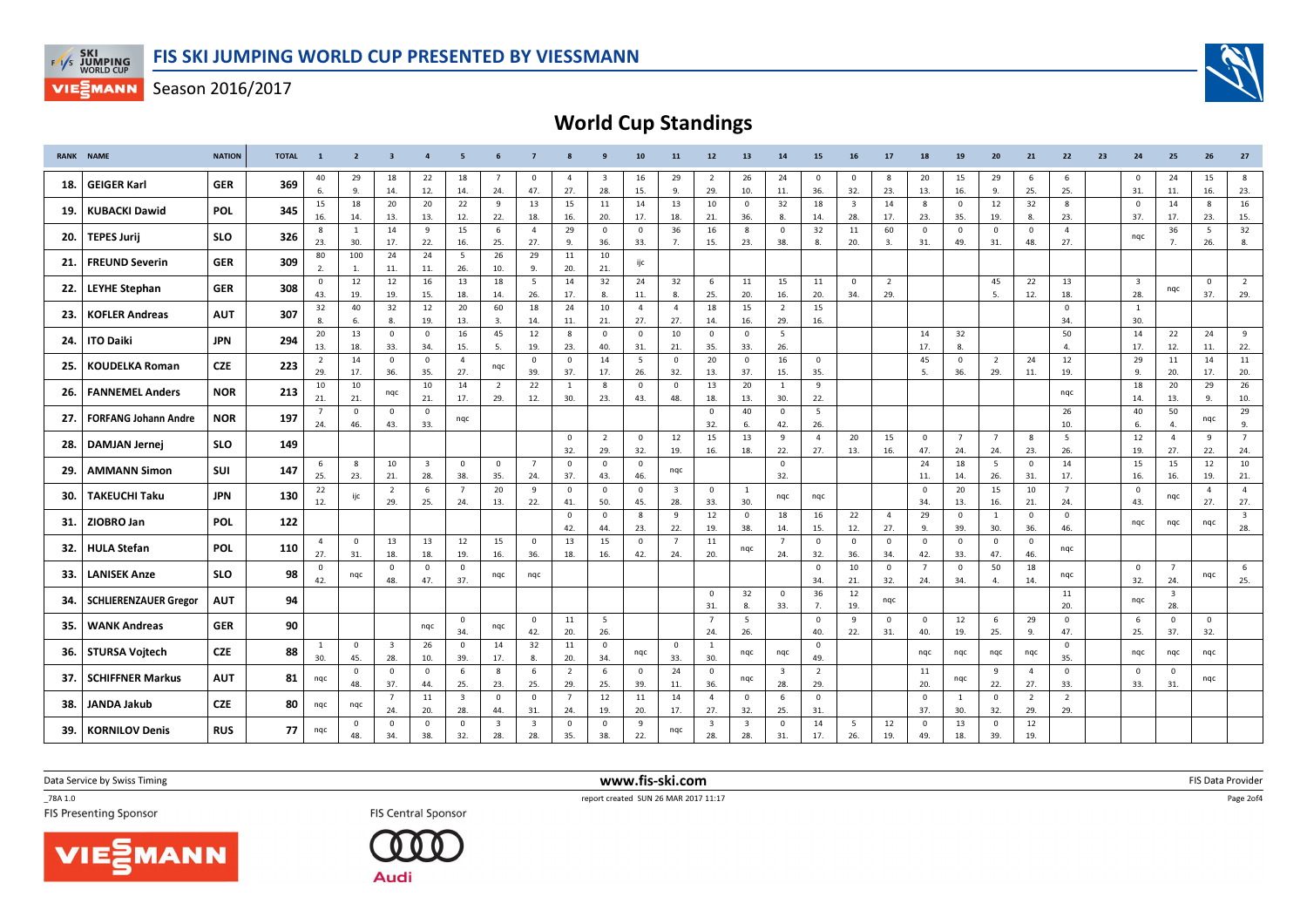# FIS SKI JUMPING WORLD CUP PRESENTED BY VIESSMANN

Season 2016/2017

## World Cup Standings

| RANK | NAME | NATION | TOTAL | 1 | 2 | 3 | 4 | 5 | 6 | 7 | 8 | 9 | 10 | 11 | 12 | 13 | 14 | 15 | 16 | 17 | 18 | 19 | 20 | 21 | 22 | 23 | 24 | 25 | 26 | 27 |
|---|---|---|---|---|---|---|---|---|---|---|---|---|---|---|---|---|---|---|---|---|---|---|---|---|---|---|---|---|---|---|
| 18. | GEIGER Karl | GER | 369 | 40 6. | 29 9. | 18 14. | 22 12. | 18 14. | 7 24. | 0 47. | 4 27. | 3 28. | 16 15. | 29 9. | 2 29. | 26 10. | 24 11. | 0 36. | 0 32. | 8 23. | 20 13. | 15 16. | 29 9. | 6 25. | 6 25. | | 0 31. | 24 11. | 15 16. | 8 23. |
| 19. | KUBACKI Dawid | POL | 345 | 15 16. | 18 14. | 20 13. | 20 13. | 22 12. | 9 22. | 13 18. | 15 16. | 11 20. | 14 17. | 13 18. | 10 21. | 0 36. | 32 8. | 18 14. | 3 28. | 14 17. | 8 23. | 0 35. | 12 19. | 32 8. | 8 23. | | 0 37. | 14 17. | 8 23. | 16 15. |
| 20. | TEPES Jurij | SLO | 326 | 8 23. | 1 30. | 14 17. | 9 22. | 15 16. | 6 25. | 4 27. | 29 9. | 0 36. | 0 33. | 36 7. | 16 15. | 8 23. | 0 38. | 32 8. | 11 20. | 60 3. | 0 31. | 0 49. | 0 31. | 0 48. | 4 27. | | nqc | 36 7. | 5 26. | 32 8. |
| 21. | FREUND Severin | GER | 309 | 80 2. | 100 1. | 24 11. | 24 11. | 5 26. | 26 10. | 29 9. | 11 20. | 10 21. | ijc | | | | | | | | | | | | | | | | | |
| 22. | LEYHE Stephan | GER | 308 | 0 43. | 12 19. | 12 19. | 16 15. | 13 18. | 18 14. | 5 26. | 14 17. | 32 8. | 24 11. | 32 8. | 6 25. | 11 20. | 15 16. | 11 20. | 0 34. | 2 29. | | | 45 5. | 22 12. | 13 18. | | 3 28. | nqc | 0 37. | 2 29. |
| 23. | KOFLER Andreas | AUT | 307 | 32 8. | 40 6. | 32 8. | 12 19. | 20 13. | 60 3. | 18 14. | 24 11. | 10 21. | 4 27. | 4 27. | 18 14. | 15 20. | 2 29. | 15 16. | | | | | | | 0 34. | | 1 30. | | | |
| 24. | ITO Daiki | JPN | 294 | 20 13. | 13 18. | 0 33. | 0 34. | 16 15. | 45 5. | 12 19. | 8 23. | 0 40. | 0 31. | 10 21. | 0 35. | 0 33. | 5 26. | | | | 14 17. | 32 8. | | | 50 4. | | 14 17. | 22 12. | 24 11. | 9 22. |
| 25. | KOUDELKA Roman | CZE | 223 | 2 29. | 14 17. | 0 36. | 0 35. | 4 27. | nqc | 0 39. | 0 37. | 14 17. | 5 26. | 0 32. | 20 13. | 0 37. | 16 15. | 0 35. | | | 45 5. | 0 36. | 2 29. | 24 11. | 12 19. | | 29 9. | 11 20. | 14 17. | 11 20. |
| 26. | FANNEMEL Anders | NOR | 213 | 10 21. | 10 21. | nqc | 10 21. | 14 17. | 2 29. | 22 12. | 1 30. | 8 23. | 0 43. | 0 48. | 13 18. | 20 13. | 1 30. | 9 22. | | | | | | | nqc | | 18 14. | 20 13. | 29 9. | 26 10. |
| 27. | FORFANG Johann Andre | NOR | 197 | 7 24. | 0 46. | 0 43. | 0 33. | nqc | | | | | | | 0 32. | 40 6. | 0 42. | 5 26. | | | | | | | 26 10. | | 40 6. | 50 4. | nqc | 29 9. |
| 28. | DAMJAN Jernej | SLO | 149 | | | | | | | | 0 32. | 2 29. | 0 32. | 12 19. | 15 16. | 13 18. | 9 22. | 4 27. | 20 13. | 15 16. | 0 47. | 7 24. | 7 24. | 8 23. | 5 26. | | 12 19. | 4 27. | 9 22. | 7 24. |
| 29. | AMMANN Simon | SUI | 147 | 6 25. | 8 23. | 10 21. | 3 28. | 0 38. | 0 35. | 7 24. | 0 37. | 0 43. | 0 46. | nqc | | | 0 32. | | | | 24 11. | 18 14. | 5 26. | 0 31. | 14 17. | | 15 16. | 15 16. | 12 19. | 10 21. |
| 30. | TAKEUCHI Taku | JPN | 130 | 22 12. | ijc | 2 29. | 6 25. | 7 24. | 20 13. | 9 22. | 0 41. | 0 50. | 0 45. | 3 28. | 0 33. | 1 30. | nqc | nqc | | | 0 34. | 20 13. | 15 16. | 10 21. | 7 24. | | 0 43. | nqc | 4 27. | 4 27. |
| 31. | ZIOBRO Jan | POL | 122 | | | | | | | | 0 42. | 0 44. | 8 23. | 9 22. | 12 19. | 0 38. | 18 14. | 16 15. | 22 12. | 4 27. | 29 9. | 0 39. | 1 30. | 0 36. | 0 46. | | nqc | nqc | nqc | 3 28. |
| 32. | HULA Stefan | POL | 110 | 4 27. | 0 31. | 13 18. | 13 18. | 12 19. | 15 16. | 0 36. | 13 18. | 15 16. | 0 42. | 7 24. | 11 20. | nqc | 7 24. | 0 32. | 0 36. | 0 34. | 0 42. | 0 33. | 0 47. | 0 46. | nqc | | | | | |
| 33. | LANISEK Anze | SLO | 98 | 0 42. | nqc | 0 48. | 0 47. | 0 37. | nqc | nqc | | | | | | | | 0 34. | 10 21. | 0 32. | 7 24. | 0 34. | 50 4. | 18 14. | nqc | | 0 32. | 7 24. | nqc | 6 25. |
| 34. | SCHLIERENZAUER Gregor | AUT | 94 | | | | | | | | | | | | 0 31. | 32 8. | 0 33. | 36 7. | 12 19. | nqc | | | | | 11 20. | | nqc | 3 28. | | |
| 35. | WANK Andreas | GER | 90 | | | | nqc | 0 34. | nqc | 0 42. | 11 20. | 5 26. | | | 7 24. | 5 26. | | 0 40. | 9 22. | 0 31. | 0 40. | 12 19. | 6 25. | 29 9. | 0 47. | | 6 25. | 0 37. | 0 32. | |
| 36. | STURSA Vojtech | CZE | 88 | 1 30. | 0 45. | 3 28. | 26 10. | 0 39. | 14 17. | 32 8. | 11 20. | 0 34. | nqc | 0 33. | 1 30. | nqc | nqc | 0 49. | | | nqc | nqc | nqc | nqc | 0 35. | | nqc | nqc | nqc | |
| 37. | SCHIFFNER Markus | AUT | 81 | nqc | 0 48. | 0 37. | 0 44. | 6 25. | 8 23. | 6 25. | 2 29. | 6 25. | 0 39. | 24 11. | 0 36. | nqc | 3 28. | 2 29. | | | 11 20. | nqc | 9 22. | 4 27. | 0 33. | | 0 33. | 0 31. | nqc | |
| 38. | JANDA Jakub | CZE | 80 | nqc | nqc | 7 24. | 11 20. | 3 28. | 0 44. | 0 31. | 7 24. | 12 19. | 11 20. | 14 17. | 4 27. | 0 32. | 6 25. | 0 31. | | | 0 37. | 1 30. | 0 32. | 2 29. | 2 29. | | | | | |
| 39. | KORNILOV Denis | RUS | 77 | nqc | 0 48. | 0 34. | 0 38. | 0 32. | 3 28. | 3 28. | 0 35. | 0 38. | 9 22. | nqc | 3 28. | 3 28. | 0 31. | 14 17. | 5 26. | 12 19. | 0 49. | 13 18. | 0 39. | 12 19. | | | | | | |

Data Service by Swiss Timing — www.fis-ski.com — FIS Data Provider

_78A 1.0 — report created SUN 26 MAR 2017 11:17

FIS Presenting Sponsor — FIS Central Sponsor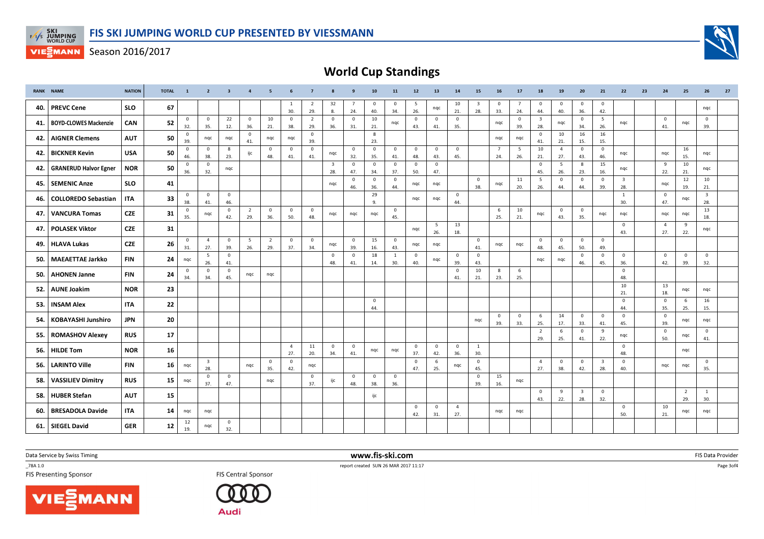# FIS SKI JUMPING WORLD CUP PRESENTED BY VIESSMANN

Season 2016/2017

## World Cup Standings

| RANK | NAME | NATION | TOTAL | 1 | 2 | 3 | 4 | 5 | 6 | 7 | 8 | 9 | 10 | 11 | 12 | 13 | 14 | 15 | 16 | 17 | 18 | 19 | 20 | 21 | 22 | 23 | 24 | 25 | 26 | 27 |
|---|---|---|---|---|---|---|---|---|---|---|---|---|---|---|---|---|---|---|---|---|---|---|---|---|---|---|---|---|---|---|
| 40. | PREVC Cene | SLO | 67 | | | | | | 1 30. | 2 29. | 32 8. | 7 24. | 0 40. | 0 34. | 5 26. | nqc | 10 21. | 3 28. | 0 33. | 7 24. | 0 44. | 0 40. | 0 36. | 0 42. | | | | | nqc | |
| 41. | BOYD-CLOWES Mackenzie | CAN | 52 | 0 32. | 0 35. | 22 12. | 0 36. | 10 21. | 0 38. | 2 29. | 0 36. | 0 31. | 10 21. | nqc | 0 43. | 0 41. | 0 35. | | nqc | 0 39. | 3 28. | nqc | 0 34. | 5 26. | nqc | | 0 41. | nqc | 0 39. | |
| 42. | AIGNER Clemens | AUT | 50 | 0 39. | nqc | nqc | 0 41. | nqc | nqc | 0 39. | | | 8 23. | | | | | | nqc | nqc | 0 41. | 10 21. | 16 15. | 16 15. | | | | | | |
| 42. | BICKNER Kevin | USA | 50 | 0 46. | 0 38. | 8 23. | ijc | 0 48. | 0 41. | 0 41. | nqc | 0 32. | 0 35. | 0 41. | 0 48. | 0 43. | 0 45. | | 7 24. | 5 26. | 10 21. | 4 27. | 0 43. | 0 46. | nqc | | nqc | 16 15. | nqc | |
| 42. | GRANERUD Halvor Egner | NOR | 50 | 0 36. | 0 32. | nqc | | | | | 3 28. | 0 47. | 0 34. | 0 37. | 0 50. | 0 47. | | | | | 0 45. | 5 26. | 8 23. | 15 16. | nqc | | 9 22. | 10 21. | nqc | |
| 45. | SEMENIC Anze | SLO | 41 | | | | | | | | nqc | 0 46. | 0 36. | 0 44. | nqc | nqc | | 0 38. | nqc | 11 20. | 5 26. | 0 44. | 0 44. | 0 39. | 3 28. | | nqc | 12 19. | 10 21. | |
| 46. | COLLOREDO Sebastian | ITA | 33 | 0 38. | 0 41. | 0 46. | | | | | | | 29 9. | | nqc | nqc | 0 44. | | | | | | | | 1 30. | | 0 47. | nqc | 3 28. | |
| 47. | VANCURA Tomas | CZE | 31 | 0 35. | nqc | 0 42. | 2 29. | 0 36. | 0 50. | 0 48. | nqc | nqc | nqc | 0 45. | | | | | 6 25. | 10 21. | nqc | 0 43. | 0 35. | nqc | nqc | | nqc | nqc | 13 18. | |
| 47. | POLASEK Viktor | CZE | 31 | | | | | | | | | | | | nqc | 5 26. | 13 18. | | | | | | | | 0 43. | | 4 27. | 9 22. | nqc | |
| 49. | HLAVA Lukas | CZE | 26 | 0 31. | 4 27. | 0 39. | 5 26. | 2 29. | 0 37. | 0 34. | nqc | 0 39. | 15 16. | 0 43. | nqc | nqc | | 0 41. | nqc | nqc | 0 48. | 0 45. | 0 50. | 0 49. | | | | | | |
| 50. | MAEAETTAE Jarkko | FIN | 24 | nqc | 5 26. | 0 41. | | | | | 0 48. | 0 41. | 18 14. | 1 30. | 0 40. | nqc | 0 39. | 0 43. | | | nqc | nqc | 0 46. | 0 45. | 0 36. | | 0 42. | 0 39. | 0 32. | |
| 50. | AHONEN Janne | FIN | 24 | 0 34. | 0 34. | 0 45. | nqc | nqc | | | | | | | | | 0 41. | 10 21. | 8 23. | 6 25. | | | | | 0 48. | | | | | |
| 52. | AUNE Joakim | NOR | 23 | | | | | | | | | | | | | | | | | | | | | | 10 21. | | 13 18. | nqc | nqc | |
| 53. | INSAM Alex | ITA | 22 | | | | | | | | | | 0 44. | | | | | | | | | | | | 0 44. | | 0 35. | 6 25. | 16 15. | |
| 54. | KOBAYASHI Junshiro | JPN | 20 | | | | | | | | | | | | | | | nqc | 0 39. | 0 33. | 6 25. | 14 17. | 0 33. | 0 41. | 0 45. | | 0 39. | nqc | nqc | |
| 55. | ROMASHOV Alexey | RUS | 17 | | | | | | | | | | | | | | | | | | 2 29. | 6 25. | 0 41. | 9 22. | nqc | | 0 50. | nqc | 0 41. | |
| 56. | HILDE Tom | NOR | 16 | | | | | | 4 27. | 11 20. | 0 34. | 0 41. | nqc | nqc | 0 37. | 0 42. | 0 36. | 1 30. | | | | | | | 0 48. | | | nqc | | |
| 56. | LARINTO Ville | FIN | 16 | nqc | 3 28. | | nqc | 0 35. | 0 42. | nqc | | | | | 0 47. | 6 25. | nqc | 0 45. | | | 4 27. | 0 38. | 0 42. | 3 28. | 0 40. | | nqc | nqc | 0 35. | |
| 58. | VASSILIEV Dimitry | RUS | 15 | nqc | 0 37. | 0 47. | | nqc | | 0 37. | ijc | 0 48. | 0 38. | 0 36. | | | | 0 39. | 15 16. | nqc | | | | | | | | | | |
| 58. | HUBER Stefan | AUT | 15 | | | | | | | | | | ijc | | | | | | | | 0 43. | 9 22. | 3 28. | 0 32. | | | | 2 29. | 1 30. | |
| 60. | BRESADOLA Davide | ITA | 14 | nqc | nqc | | | | | | | | | | 0 42. | 0 31. | 4 27. | | nqc | nqc | | | | | 0 50. | | 10 21. | nqc | nqc | |
| 61. | SIEGEL David | GER | 12 | 12 19. | nqc | 0 32. | | | | | | | | | | | | | | | | | | | | | | | | |

Data Service by Swiss Timing www.fis-ski.com FIS Data Provider

_78A 1.0 report created SUN 26 MAR 2017 11:17

FIS Presenting Sponsor FIS Central Sponsor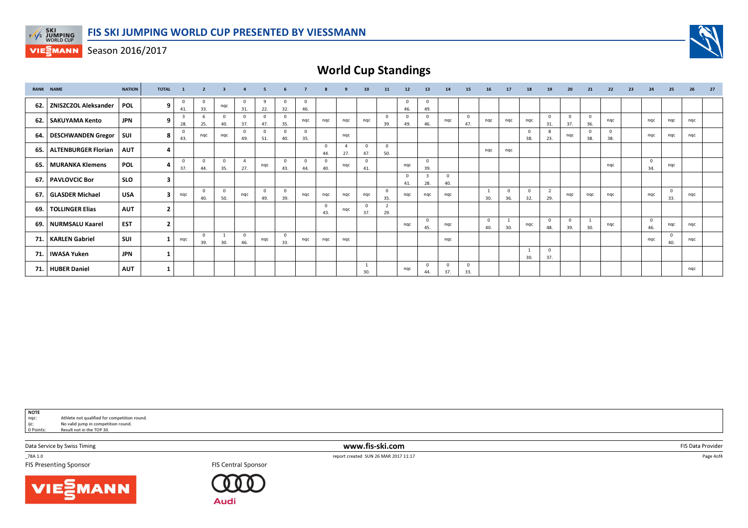# FIS SKI JUMPING WORLD CUP PRESENTED BY VIESSMANN

Season 2016/2017

## World Cup Standings

| RANK | NAME | NATION | TOTAL | 1 | 2 | 3 | 4 | 5 | 6 | 7 | 8 | 9 | 10 | 11 | 12 | 13 | 14 | 15 | 16 | 17 | 18 | 19 | 20 | 21 | 22 | 23 | 24 | 25 | 26 | 27 |
|---|---|---|---|---|---|---|---|---|---|---|---|---|---|---|---|---|---|---|---|---|---|---|---|---|---|---|---|---|---|---|
| 62. | ZNISZCZOL Aleksander | POL | 9 | 0 41. | 0 33. | nqc | 0 31. | 9 22. | 0 32. | 0 46. | | | | | 0 46. | 0 49. | | | | | | | | | | | | | | |
| 62. | SAKUYAMA Kento | JPN | 9 | 3 28. | 6 25. | 0 40. | 0 37. | 0 47. | 0 35. | nqc | nqc | nqc | nqc | 0 39. | 0 49. | 0 46. | nqc | 0 47. | nqc | nqc | nqc | 0 31. | 0 37. | 0 36. | nqc | | nqc | nqc | nqc | |
| 64. | DESCHWANDEN Gregor | SUI | 8 | 0 43. | nqc | nqc | 0 49. | 0 51. | 0 40. | 0 35. | | nqc | | | | | | | | | 0 38. | 8 23. | nqc | 0 38. | 0 38. | | nqc | nqc | nqc | |
| 65. | ALTENBURGER Florian | AUT | 4 | | | | | | | | 0 44. | 4 27. | 0 47. | 0 50. | | | | | nqc | nqc | | | | | | | | | | |
| 65. | MURANKA Klemens | POL | 4 | 0 37. | 0 44. | 0 35. | 4 27. | nqc | 0 43. | 0 44. | 0 40. | nqc | 0 41. | | nqc | 0 39. | | | | | | | | | nqc | | 0 34. | nqc | | |
| 67. | PAVLOVCIC Bor | SLO | 3 | | | | | | | | | | | | 0 41. | 3 28. | 0 40. | | | | | | | | | | | | | |
| 67. | GLASDER Michael | USA | 3 | nqc | 0 40. | 0 50. | nqc | 0 49. | 0 39. | nqc | nqc | nqc | nqc | 0 35. | nqc | nqc | nqc | | 1 30. | 0 36. | 0 32. | 2 29. | nqc | nqc | nqc | | nqc | 0 33. | nqc | |
| 69. | TOLLINGER Elias | AUT | 2 | | | | | | | | 0 43. | nqc | 0 37. | 2 29. | | | | | | | | | | | | | | | | |
| 69. | NURMSALU Kaarel | EST | 2 | | | | | | | | | | | | nqc | 0 45. | nqc | | 0 40. | 1 30. | nqc | 0 48. | 0 39. | 1 30. | nqc | | 0 46. | nqc | nqc | |
| 71. | KARLEN Gabriel | SUI | 1 | nqc | 0 39. | 1 30. | 0 46. | nqc | 0 33. | nqc | nqc | nqc | | | | | nqc | | | | | | | | | | nqc | 0 40. | nqc | |
| 71. | IWASA Yuken | JPN | 1 | | | | | | | | | | | | | | | | | | 1 30. | 0 37. | | | | | | | | |
| 71. | HUBER Daniel | AUT | 1 | | | | | | | | | | 1 30. | | nqc | 0 44. | 0 37. | 0 33. | | | | | | | | | | | nqc | |

**NOTE**
nqc: Athlete not qualified for competition round.
ijc: No valid jump in competition round.
0 Points: Result not in the TOP 30.

Data Service by Swiss Timing — www.fis-ski.com — FIS Data Provider

_78A 1.0 — report created SUN 26 MAR 2017 11:17

FIS Presenting Sponsor — FIS Central Sponsor